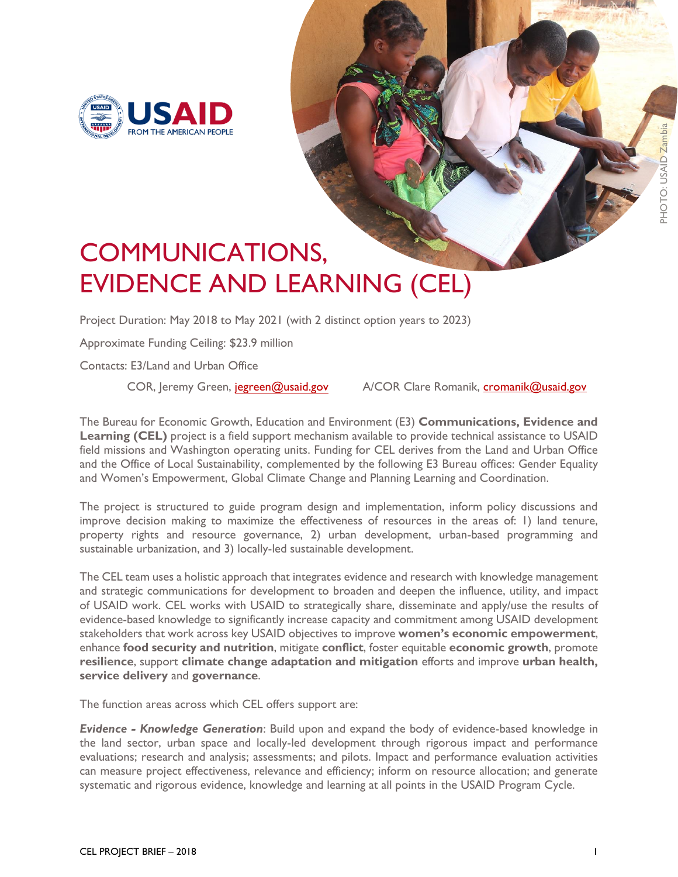# COMMUNICATIONS, EVIDENCE AND LEARNING (CEL)

Project Duration: May 2018 to May 2021 (with 2 distinct option years to 2023)

Approximate Funding Ceiling: $23.9 million

Contacts: E3/Land and Urban Office

COR, Jeremy Green, jegreen@usaid.gov     A/COR Clare Romanik, cromanik@usaid.gov

The Bureau for Economic Growth, Education and Environment (E3) **Communications, Evidence and Learning (CEL)** project is a field support mechanism available to provide technical assistance to USAID field missions and Washington operating units. Funding for CEL derives from the Land and Urban Office and the Office of Local Sustainability, complemented by the following E3 Bureau offices: Gender Equality and Women's Empowerment, Global Climate Change and Planning Learning and Coordination.

The project is structured to guide program design and implementation, inform policy discussions and improve decision making to maximize the effectiveness of resources in the areas of: 1) land tenure, property rights and resource governance, 2) urban development, urban-based programming and sustainable urbanization, and 3) locally-led sustainable development.

The CEL team uses a holistic approach that integrates evidence and research with knowledge management and strategic communications for development to broaden and deepen the influence, utility, and impact of USAID work. CEL works with USAID to strategically share, disseminate and apply/use the results of evidence-based knowledge to significantly increase capacity and commitment among USAID development stakeholders that work across key USAID objectives to improve **women's economic empowerment**, enhance **food security and nutrition**, mitigate **conflict**, foster equitable **economic growth**, promote **resilience**, support **climate change adaptation and mitigation** efforts and improve **urban health, service delivery** and **governance**.

The function areas across which CEL offers support are:

***Evidence - Knowledge Generation***: Build upon and expand the body of evidence-based knowledge in the land sector, urban space and locally-led development through rigorous impact and performance evaluations; research and analysis; assessments; and pilots. Impact and performance evaluation activities can measure project effectiveness, relevance and efficiency; inform on resource allocation; and generate systematic and rigorous evidence, knowledge and learning at all points in the USAID Program Cycle.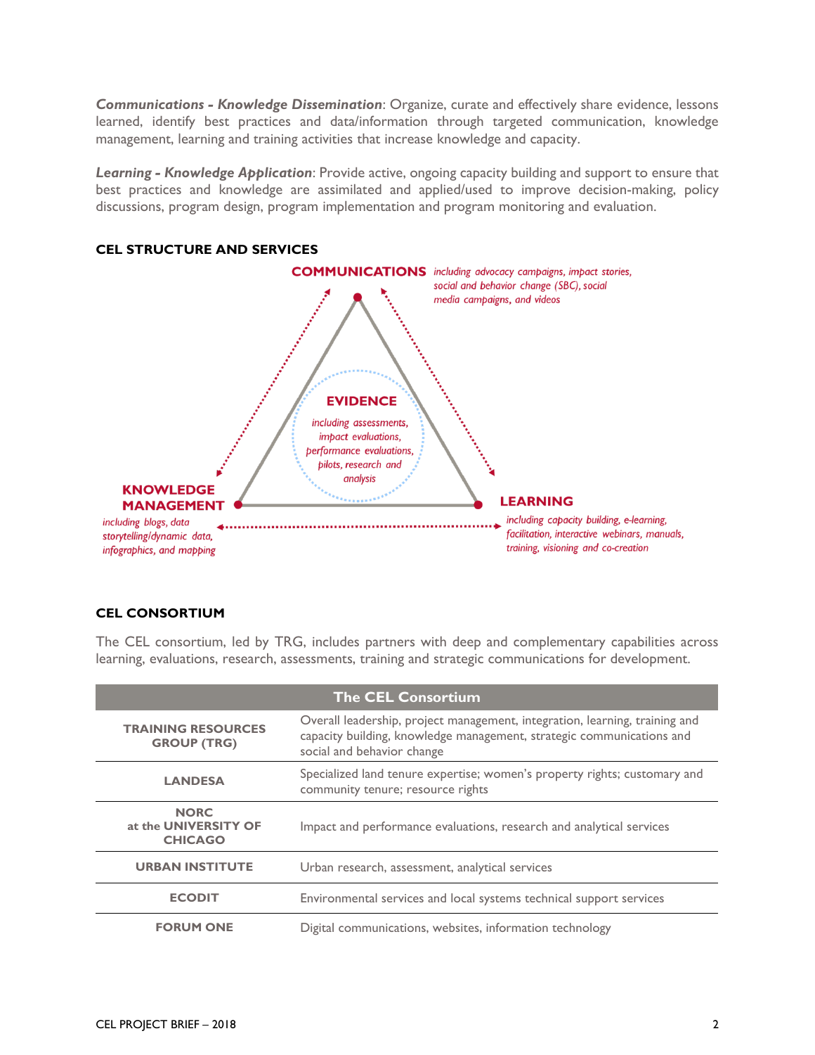***Communications - Knowledge Dissemination***: Organize, curate and effectively share evidence, lessons learned, identify best practices and data/information through targeted communication, knowledge management, learning and training activities that increase knowledge and capacity.

***Learning - Knowledge Application***: Provide active, ongoing capacity building and support to ensure that best practices and knowledge are assimilated and applied/used to improve decision-making, policy discussions, program design, program implementation and program monitoring and evaluation.

**CEL STRUCTURE AND SERVICES**

COMMUNICATIONS
*including advocacy campaigns, impact stories, social and behavior change (SBC), social media campaigns, and videos*

EVIDENCE
*including assessments, impact evaluations, performance evaluations, pilots, research and analysis*

KNOWLEDGE MANAGEMENT
*including blogs, data storytelling/dynamic data, infographics, and mapping*

LEARNING
*including capacity building, e-learning, facilitation, interactive webinars, manuals, training, visioning and co-creation*

**CEL CONSORTIUM**

The CEL consortium, led by TRG, includes partners with deep and complementary capabilities across learning, evaluations, research, assessments, training and strategic communications for development.

| The CEL Consortium | |
|---|---|
| **TRAINING RESOURCES GROUP (TRG)** | Overall leadership, project management, integration, learning, training and capacity building, knowledge management, strategic communications and social and behavior change |
| **LANDESA** | Specialized land tenure expertise; women's property rights; customary and community tenure; resource rights |
| **NORC at the UNIVERSITY OF CHICAGO** | Impact and performance evaluations, research and analytical services |
| **URBAN INSTITUTE** | Urban research, assessment, analytical services |
| **ECODIT** | Environmental services and local systems technical support services |
| **FORUM ONE** | Digital communications, websites, information technology |